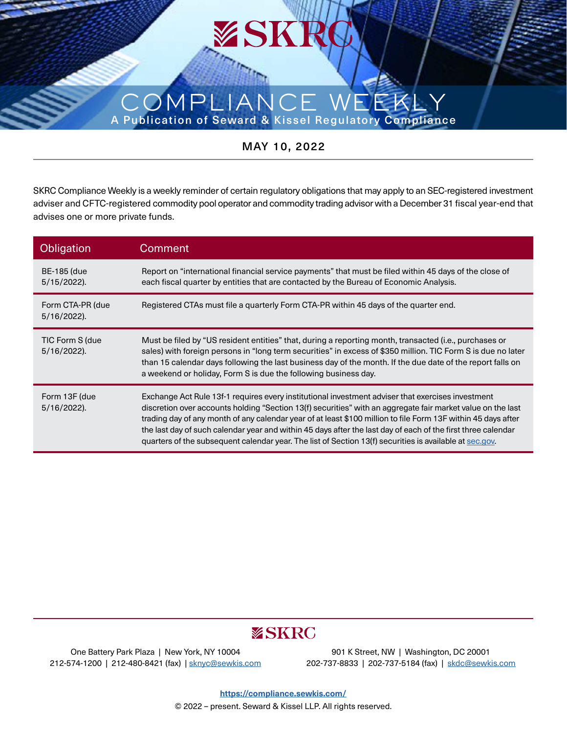# SKRC

# COMPLIANCE WEEKLY

**A Publication of Seward & Kissel Regulatory Compliance**

**MAY 10, 2022**

SKRC Compliance Weekly is a weekly reminder of certain regulatory obligations that may apply to an SEC-registered investment adviser and CFTC-registered commodity pool operator and commodity trading advisor with a December 31 fiscal year-end that advises one or more private funds.

| Obligation | Comment |
| --- | --- |
| BE-185 (due 5/15/2022). | Report on "international financial service payments" that must be filed within 45 days of the close of each fiscal quarter by entities that are contacted by the Bureau of Economic Analysis. |
| Form CTA-PR (due 5/16/2022). | Registered CTAs must file a quarterly Form CTA-PR within 45 days of the quarter end. |
| TIC Form S (due 5/16/2022). | Must be filed by "US resident entities" that, during a reporting month, transacted (i.e., purchases or sales) with foreign persons in "long term securities" in excess of $350 million. TIC Form S is due no later than 15 calendar days following the last business day of the month. If the due date of the report falls on a weekend or holiday, Form S is due the following business day. |
| Form 13F (due 5/16/2022). | Exchange Act Rule 13f-1 requires every institutional investment adviser that exercises investment discretion over accounts holding "Section 13(f) securities" with an aggregate fair market value on the last trading day of any month of any calendar year of at least $100 million to file Form 13F within 45 days after the last day of such calendar year and within 45 days after the last day of each of the first three calendar quarters of the subsequent calendar year. The list of Section 13(f) securities is available at sec.gov. |

SKRC

One Battery Park Plaza | New York, NY 10004
212-574-1200 | 212-480-8421 (fax) | sknyc@sewkis.com

901 K Street, NW | Washington, DC 20001
202-737-8833 | 202-737-5184 (fax) | skdc@sewkis.com

https://compliance.sewkis.com/

© 2022 – present. Seward & Kissel LLP. All rights reserved.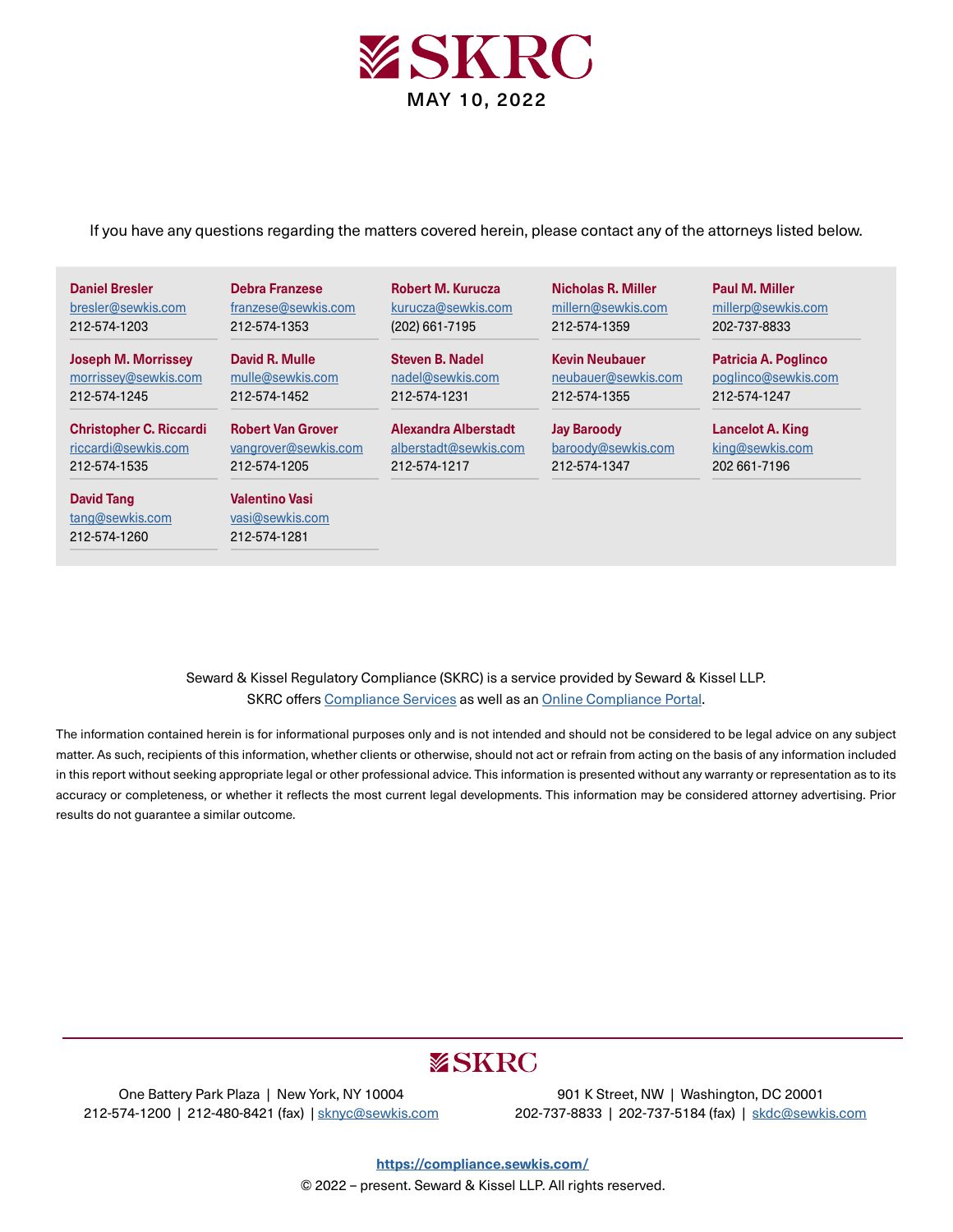# SKRC

MAY 10, 2022

If you have any questions regarding the matters covered herein, please contact any of the attorneys listed below.

| | | | | |
|---|---|---|---|---|
| **Daniel Bresler**<br>bresler@sewkis.com<br>212-574-1203 | **Debra Franzese**<br>franzese@sewkis.com<br>212-574-1353 | **Robert M. Kurucza**<br>kurucza@sewkis.com<br>(202) 661-7195 | **Nicholas R. Miller**<br>millern@sewkis.com<br>212-574-1359 | **Paul M. Miller**<br>millerp@sewkis.com<br>202-737-8833 |
| **Joseph M. Morrissey**<br>morrissey@sewkis.com<br>212-574-1245 | **David R. Mulle**<br>mulle@sewkis.com<br>212-574-1452 | **Steven B. Nadel**<br>nadel@sewkis.com<br>212-574-1231 | **Kevin Neubauer**<br>neubauer@sewkis.com<br>212-574-1355 | **Patricia A. Poglinco**<br>poglinco@sewkis.com<br>212-574-1247 |
| **Christopher C. Riccardi**<br>riccardi@sewkis.com<br>212-574-1535 | **Robert Van Grover**<br>vangrover@sewkis.com<br>212-574-1205 | **Alexandra Alberstadt**<br>alberstadt@sewkis.com<br>212-574-1217 | **Jay Baroody**<br>baroody@sewkis.com<br>212-574-1347 | **Lancelot A. King**<br>king@sewkis.com<br>202 661-7196 |
| **David Tang**<br>tang@sewkis.com<br>212-574-1260 | **Valentino Vasi**<br>vasi@sewkis.com<br>212-574-1281 | | | |

Seward & Kissel Regulatory Compliance (SKRC) is a service provided by Seward & Kissel LLP.
SKRC offers Compliance Services as well as an Online Compliance Portal.

The information contained herein is for informational purposes only and is not intended and should not be considered to be legal advice on any subject matter. As such, recipients of this information, whether clients or otherwise, should not act or refrain from acting on the basis of any information included in this report without seeking appropriate legal or other professional advice. This information is presented without any warranty or representation as to its accuracy or completeness, or whether it reflects the most current legal developments. This information may be considered attorney advertising. Prior results do not guarantee a similar outcome.

SKRC

One Battery Park Plaza | New York, NY 10004
212-574-1200 | 212-480-8421 (fax) | sknyc@sewkis.com

901 K Street, NW | Washington, DC 20001
202-737-8833 | 202-737-5184 (fax) | skdc@sewkis.com

https://compliance.sewkis.com/

© 2022 – present. Seward & Kissel LLP. All rights reserved.